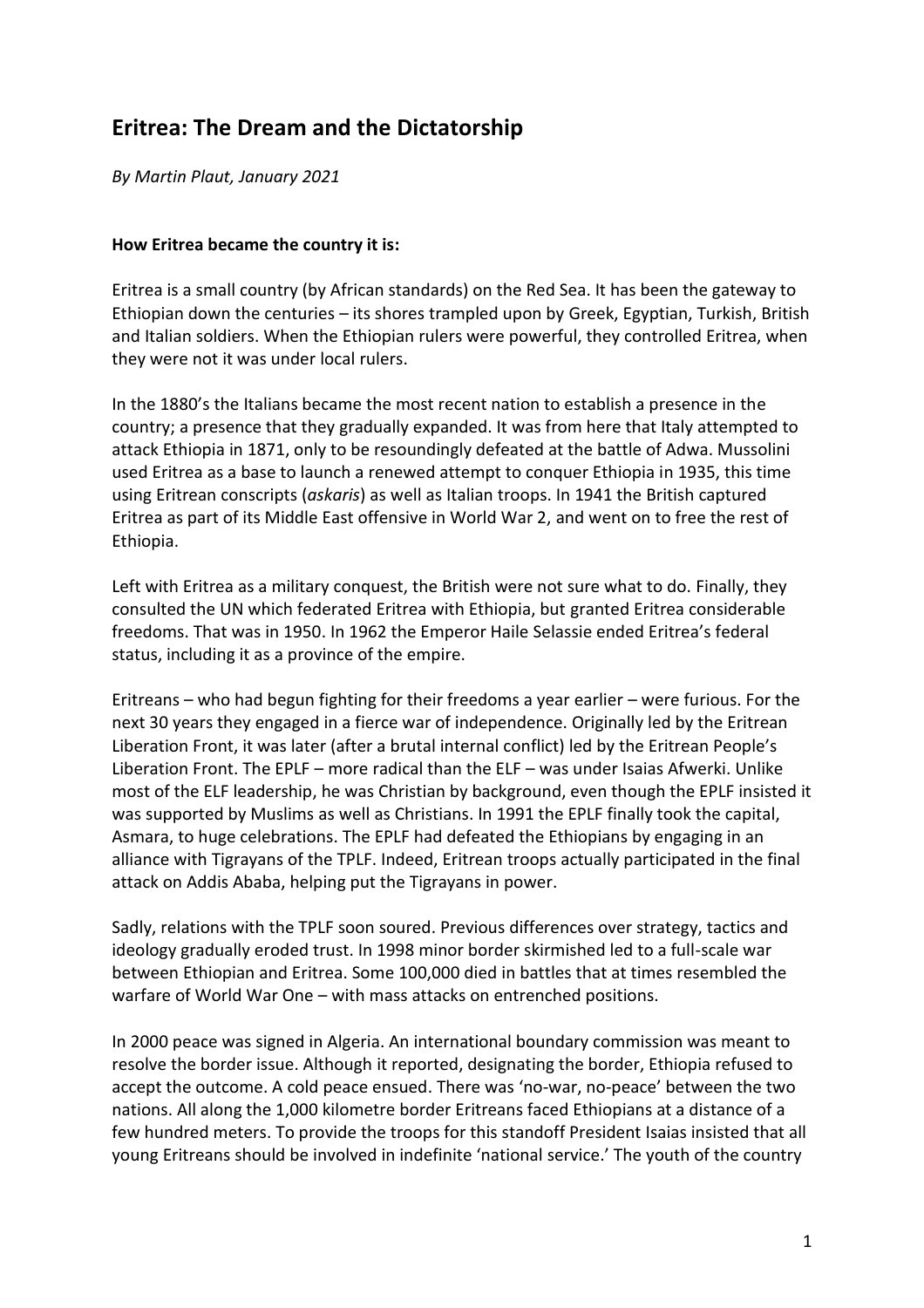# Eritrea: The Dream and the Dictatorship

*By Martin Plaut, January 2021*

**How Eritrea became the country it is:**

Eritrea is a small country (by African standards) on the Red Sea. It has been the gateway to Ethiopian down the centuries – its shores trampled upon by Greek, Egyptian, Turkish, British and Italian soldiers. When the Ethiopian rulers were powerful, they controlled Eritrea, when they were not it was under local rulers.

In the 1880's the Italians became the most recent nation to establish a presence in the country; a presence that they gradually expanded. It was from here that Italy attempted to attack Ethiopia in 1871, only to be resoundingly defeated at the battle of Adwa. Mussolini used Eritrea as a base to launch a renewed attempt to conquer Ethiopia in 1935, this time using Eritrean conscripts (*askaris*) as well as Italian troops. In 1941 the British captured Eritrea as part of its Middle East offensive in World War 2, and went on to free the rest of Ethiopia.

Left with Eritrea as a military conquest, the British were not sure what to do. Finally, they consulted the UN which federated Eritrea with Ethiopia, but granted Eritrea considerable freedoms. That was in 1950. In 1962 the Emperor Haile Selassie ended Eritrea's federal status, including it as a province of the empire.

Eritreans – who had begun fighting for their freedoms a year earlier – were furious. For the next 30 years they engaged in a fierce war of independence. Originally led by the Eritrean Liberation Front, it was later (after a brutal internal conflict) led by the Eritrean People's Liberation Front. The EPLF – more radical than the ELF – was under Isaias Afwerki. Unlike most of the ELF leadership, he was Christian by background, even though the EPLF insisted it was supported by Muslims as well as Christians. In 1991 the EPLF finally took the capital, Asmara, to huge celebrations. The EPLF had defeated the Ethiopians by engaging in an alliance with Tigrayans of the TPLF. Indeed, Eritrean troops actually participated in the final attack on Addis Ababa, helping put the Tigrayans in power.

Sadly, relations with the TPLF soon soured. Previous differences over strategy, tactics and ideology gradually eroded trust. In 1998 minor border skirmished led to a full-scale war between Ethiopian and Eritrea. Some 100,000 died in battles that at times resembled the warfare of World War One – with mass attacks on entrenched positions.

In 2000 peace was signed in Algeria. An international boundary commission was meant to resolve the border issue. Although it reported, designating the border, Ethiopia refused to accept the outcome. A cold peace ensued. There was 'no-war, no-peace' between the two nations. All along the 1,000 kilometre border Eritreans faced Ethiopians at a distance of a few hundred meters. To provide the troops for this standoff President Isaias insisted that all young Eritreans should be involved in indefinite 'national service.' The youth of the country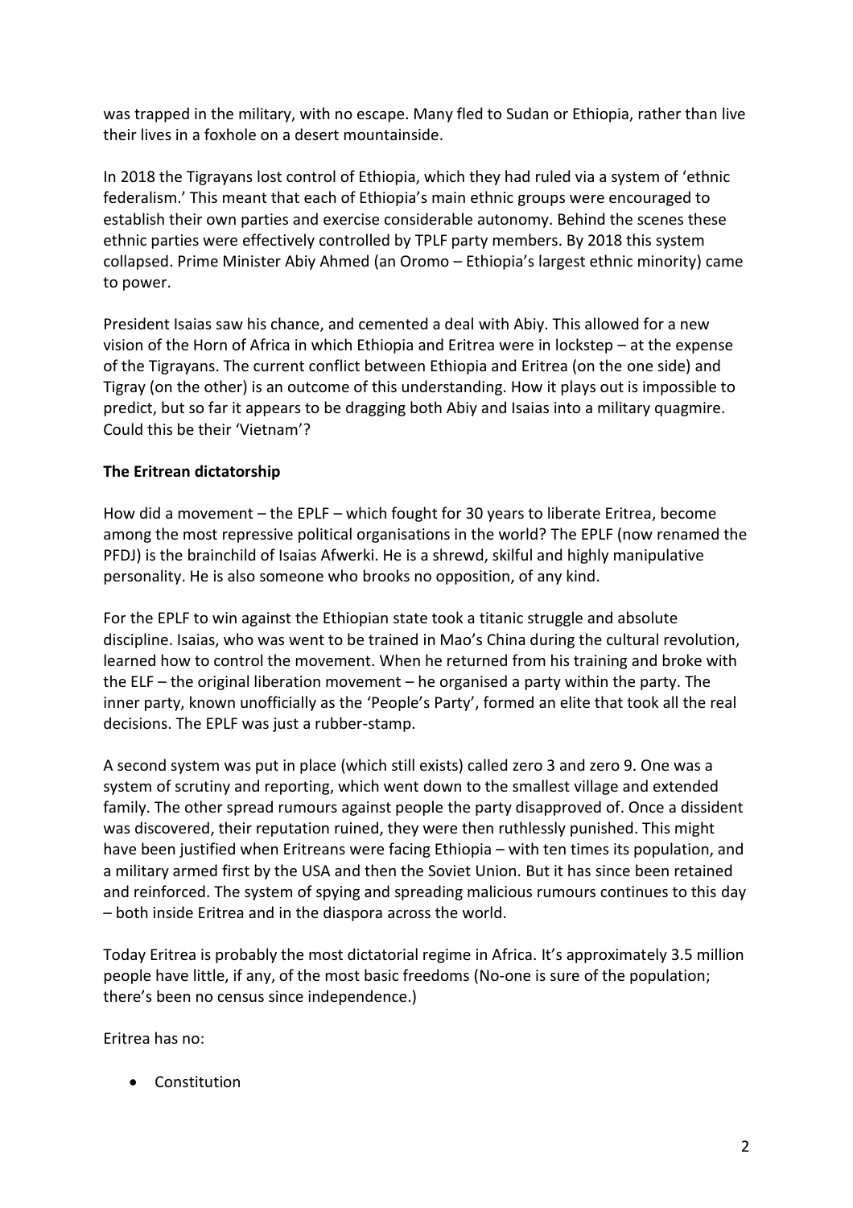was trapped in the military, with no escape. Many fled to Sudan or Ethiopia, rather than live their lives in a foxhole on a desert mountainside.

In 2018 the Tigrayans lost control of Ethiopia, which they had ruled via a system of 'ethnic federalism.' This meant that each of Ethiopia's main ethnic groups were encouraged to establish their own parties and exercise considerable autonomy. Behind the scenes these ethnic parties were effectively controlled by TPLF party members. By 2018 this system collapsed. Prime Minister Abiy Ahmed (an Oromo – Ethiopia's largest ethnic minority) came to power.

President Isaias saw his chance, and cemented a deal with Abiy. This allowed for a new vision of the Horn of Africa in which Ethiopia and Eritrea were in lockstep – at the expense of the Tigrayans. The current conflict between Ethiopia and Eritrea (on the one side) and Tigray (on the other) is an outcome of this understanding. How it plays out is impossible to predict, but so far it appears to be dragging both Abiy and Isaias into a military quagmire. Could this be their 'Vietnam'?

**The Eritrean dictatorship**

How did a movement – the EPLF – which fought for 30 years to liberate Eritrea, become among the most repressive political organisations in the world? The EPLF (now renamed the PFDJ) is the brainchild of Isaias Afwerki. He is a shrewd, skilful and highly manipulative personality. He is also someone who brooks no opposition, of any kind.

For the EPLF to win against the Ethiopian state took a titanic struggle and absolute discipline. Isaias, who was went to be trained in Mao's China during the cultural revolution, learned how to control the movement. When he returned from his training and broke with the ELF – the original liberation movement – he organised a party within the party. The inner party, known unofficially as the 'People's Party', formed an elite that took all the real decisions. The EPLF was just a rubber-stamp.

A second system was put in place (which still exists) called zero 3 and zero 9. One was a system of scrutiny and reporting, which went down to the smallest village and extended family. The other spread rumours against people the party disapproved of. Once a dissident was discovered, their reputation ruined, they were then ruthlessly punished. This might have been justified when Eritreans were facing Ethiopia – with ten times its population, and a military armed first by the USA and then the Soviet Union. But it has since been retained and reinforced. The system of spying and spreading malicious rumours continues to this day – both inside Eritrea and in the diaspora across the world.

Today Eritrea is probably the most dictatorial regime in Africa. It's approximately 3.5 million people have little, if any, of the most basic freedoms (No-one is sure of the population; there's been no census since independence.)

Eritrea has no:

- Constitution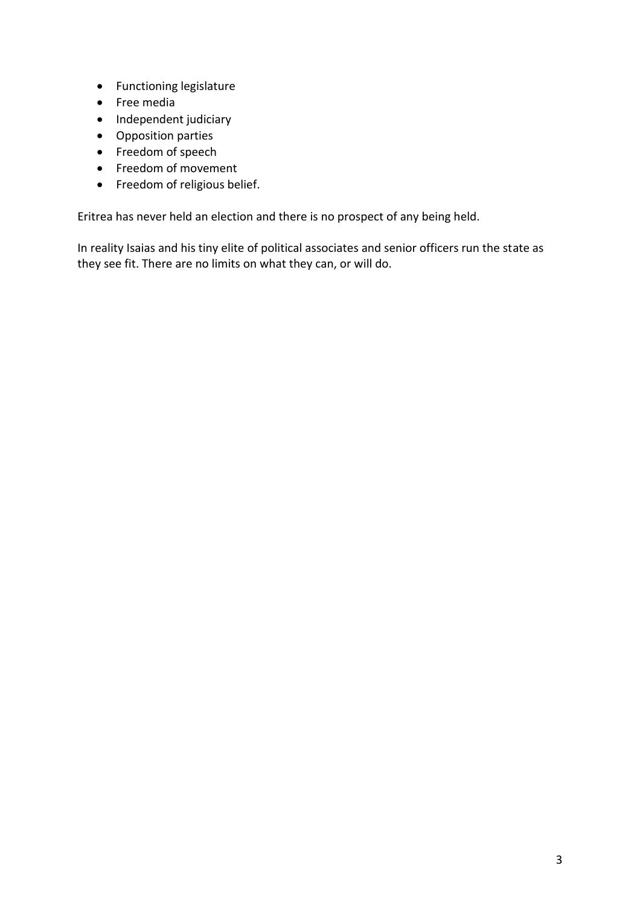- Functioning legislature
- Free media
- Independent judiciary
- Opposition parties
- Freedom of speech
- Freedom of movement
- Freedom of religious belief.

Eritrea has never held an election and there is no prospect of any being held.

In reality Isaias and his tiny elite of political associates and senior officers run the state as they see fit. There are no limits on what they can, or will do.